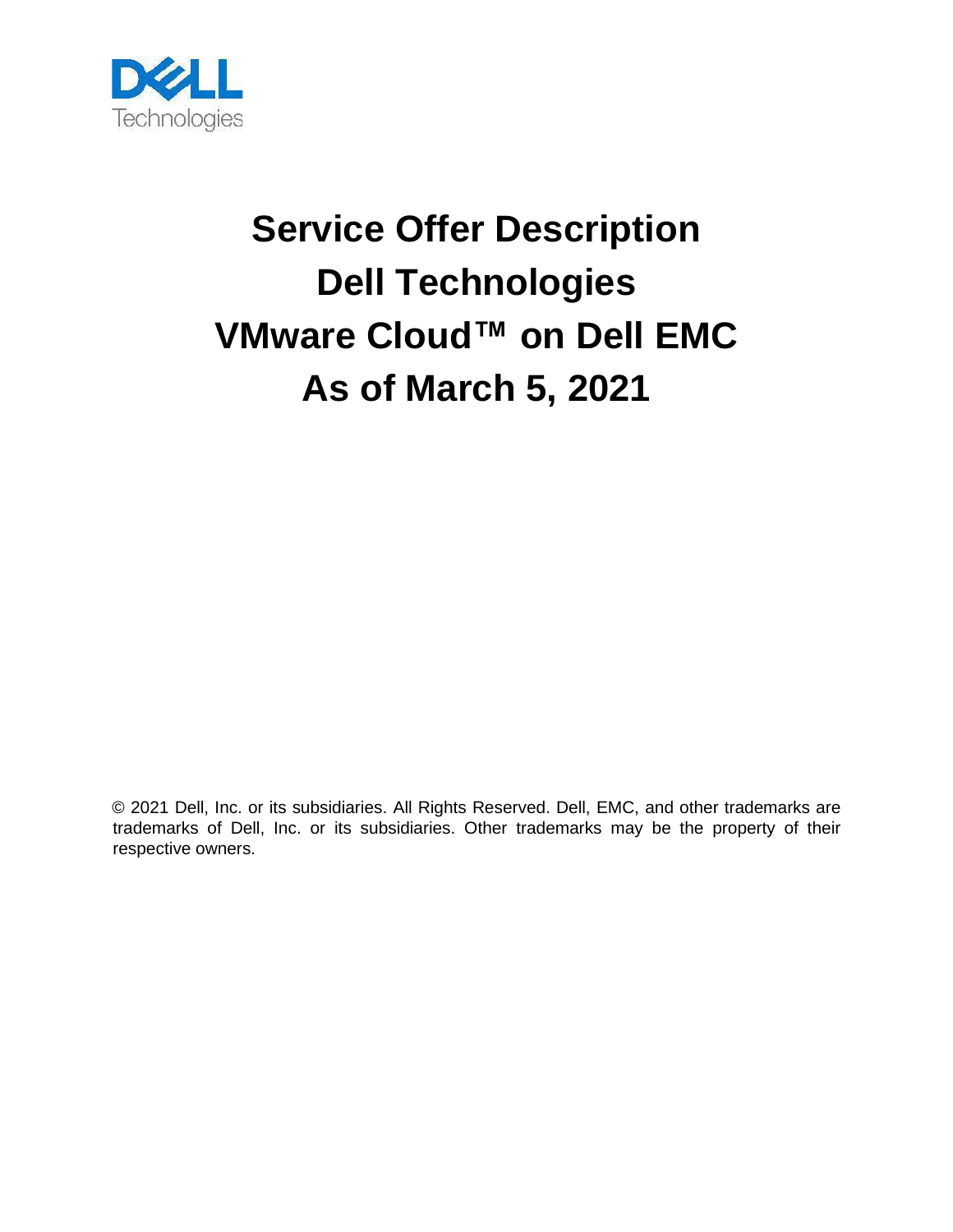# Service Offer Description Dell Technologies VMware Cloud™ on Dell EMC As of March 5, 2021

© 2021 Dell, Inc. or its subsidiaries. All Rights Reserved. Dell, EMC, and other trademarks are trademarks of Dell, Inc. or its subsidiaries. Other trademarks may be the property of their respective owners.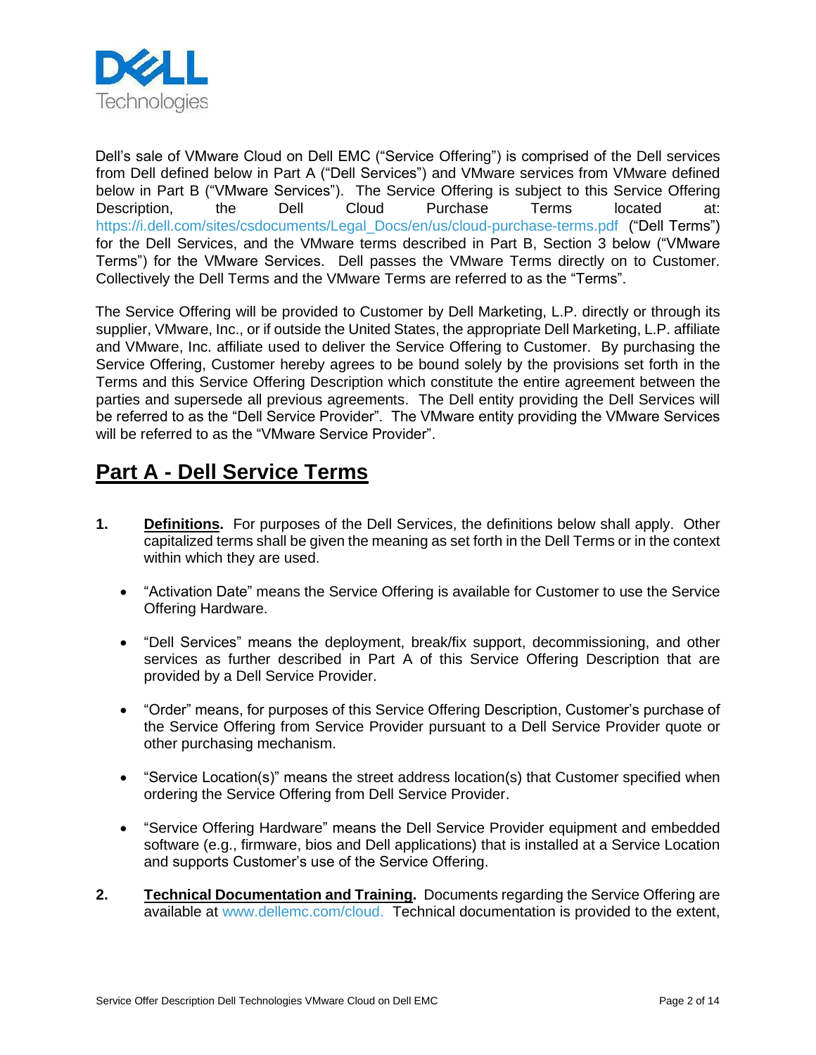Dell's sale of VMware Cloud on Dell EMC ("Service Offering") is comprised of the Dell services from Dell defined below in Part A ("Dell Services") and VMware services from VMware defined below in Part B ("VMware Services"). The Service Offering is subject to this Service Offering Description, the Dell Cloud Purchase Terms located at: https://i.dell.com/sites/csdocuments/Legal_Docs/en/us/cloud-purchase-terms.pdf ("Dell Terms") for the Dell Services, and the VMware terms described in Part B, Section 3 below ("VMware Terms") for the VMware Services. Dell passes the VMware Terms directly on to Customer. Collectively the Dell Terms and the VMware Terms are referred to as the "Terms".

The Service Offering will be provided to Customer by Dell Marketing, L.P. directly or through its supplier, VMware, Inc., or if outside the United States, the appropriate Dell Marketing, L.P. affiliate and VMware, Inc. affiliate used to deliver the Service Offering to Customer. By purchasing the Service Offering, Customer hereby agrees to be bound solely by the provisions set forth in the Terms and this Service Offering Description which constitute the entire agreement between the parties and supersede all previous agreements. The Dell entity providing the Dell Services will be referred to as the "Dell Service Provider". The VMware entity providing the VMware Services will be referred to as the "VMware Service Provider".

## Part A - Dell Service Terms

**1. Definitions.** For purposes of the Dell Services, the definitions below shall apply. Other capitalized terms shall be given the meaning as set forth in the Dell Terms or in the context within which they are used.

- "Activation Date" means the Service Offering is available for Customer to use the Service Offering Hardware.
- "Dell Services" means the deployment, break/fix support, decommissioning, and other services as further described in Part A of this Service Offering Description that are provided by a Dell Service Provider.
- "Order" means, for purposes of this Service Offering Description, Customer's purchase of the Service Offering from Service Provider pursuant to a Dell Service Provider quote or other purchasing mechanism.
- "Service Location(s)" means the street address location(s) that Customer specified when ordering the Service Offering from Dell Service Provider.
- "Service Offering Hardware" means the Dell Service Provider equipment and embedded software (e.g., firmware, bios and Dell applications) that is installed at a Service Location and supports Customer's use of the Service Offering.

**2. Technical Documentation and Training.** Documents regarding the Service Offering are available at www.dellemc.com/cloud. Technical documentation is provided to the extent,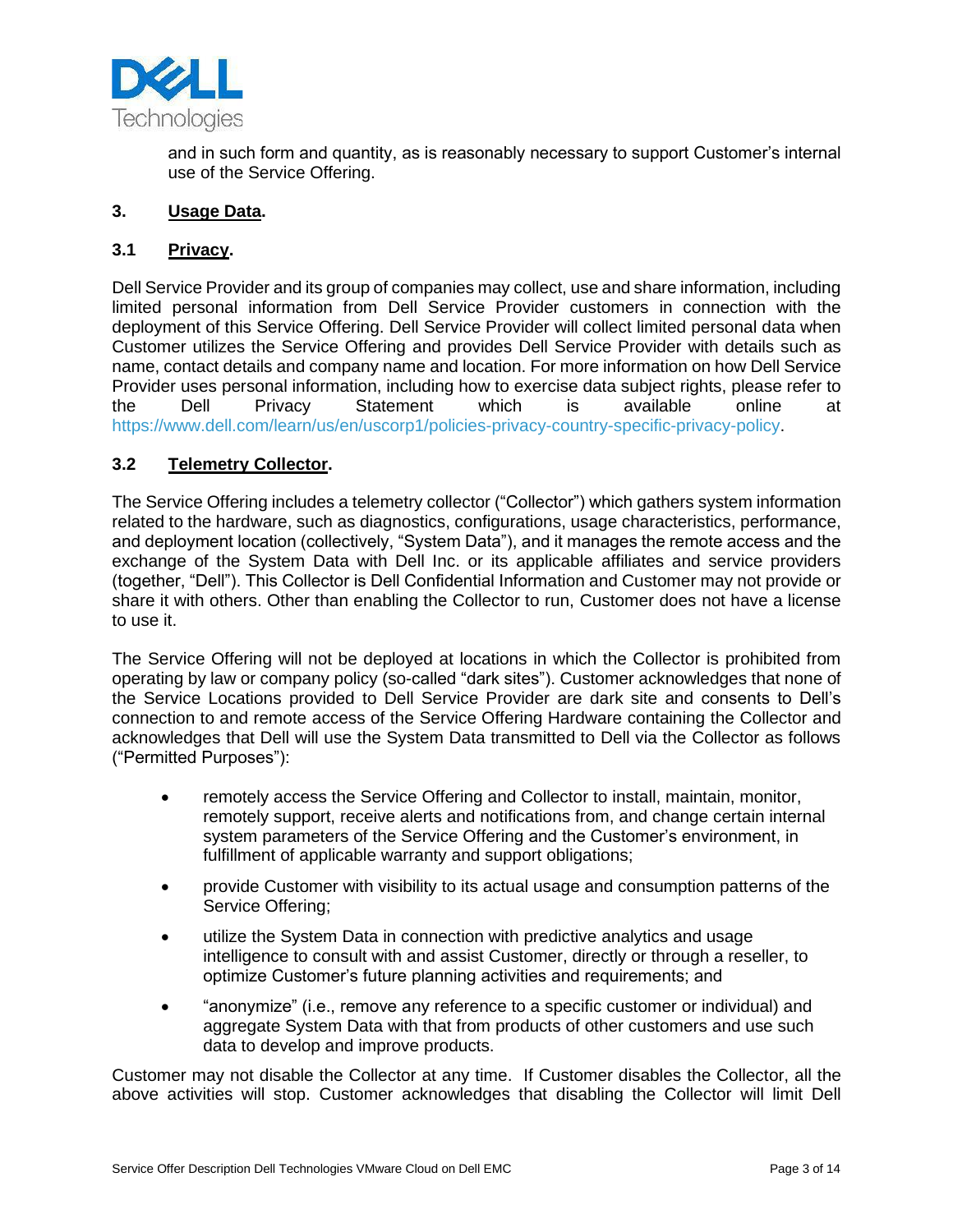and in such form and quantity, as is reasonably necessary to support Customer's internal use of the Service Offering.

## 3. Usage Data.

### 3.1 Privacy.

Dell Service Provider and its group of companies may collect, use and share information, including limited personal information from Dell Service Provider customers in connection with the deployment of this Service Offering. Dell Service Provider will collect limited personal data when Customer utilizes the Service Offering and provides Dell Service Provider with details such as name, contact details and company name and location. For more information on how Dell Service Provider uses personal information, including how to exercise data subject rights, please refer to the Dell Privacy Statement which is available online at https://www.dell.com/learn/us/en/uscorp1/policies-privacy-country-specific-privacy-policy.

### 3.2 Telemetry Collector.

The Service Offering includes a telemetry collector ("Collector") which gathers system information related to the hardware, such as diagnostics, configurations, usage characteristics, performance, and deployment location (collectively, "System Data"), and it manages the remote access and the exchange of the System Data with Dell Inc. or its applicable affiliates and service providers (together, "Dell"). This Collector is Dell Confidential Information and Customer may not provide or share it with others. Other than enabling the Collector to run, Customer does not have a license to use it.

The Service Offering will not be deployed at locations in which the Collector is prohibited from operating by law or company policy (so-called "dark sites"). Customer acknowledges that none of the Service Locations provided to Dell Service Provider are dark site and consents to Dell's connection to and remote access of the Service Offering Hardware containing the Collector and acknowledges that Dell will use the System Data transmitted to Dell via the Collector as follows ("Permitted Purposes"):

- remotely access the Service Offering and Collector to install, maintain, monitor, remotely support, receive alerts and notifications from, and change certain internal system parameters of the Service Offering and the Customer's environment, in fulfillment of applicable warranty and support obligations;
- provide Customer with visibility to its actual usage and consumption patterns of the Service Offering;
- utilize the System Data in connection with predictive analytics and usage intelligence to consult with and assist Customer, directly or through a reseller, to optimize Customer's future planning activities and requirements; and
- "anonymize" (i.e., remove any reference to a specific customer or individual) and aggregate System Data with that from products of other customers and use such data to develop and improve products.

Customer may not disable the Collector at any time. If Customer disables the Collector, all the above activities will stop. Customer acknowledges that disabling the Collector will limit Dell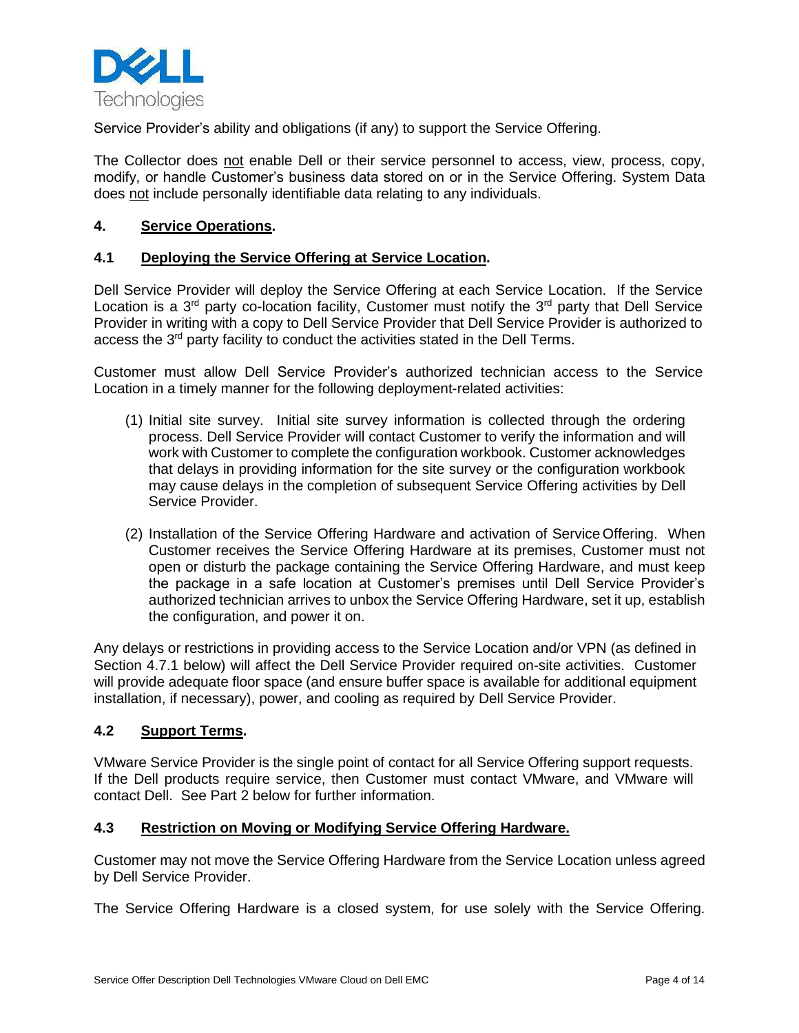Service Provider's ability and obligations (if any) to support the Service Offering.

The Collector does not enable Dell or their service personnel to access, view, process, copy, modify, or handle Customer's business data stored on or in the Service Offering. System Data does not include personally identifiable data relating to any individuals.

## 4. Service Operations.

### 4.1 Deploying the Service Offering at Service Location.

Dell Service Provider will deploy the Service Offering at each Service Location. If the Service Location is a 3rd party co-location facility, Customer must notify the 3rd party that Dell Service Provider in writing with a copy to Dell Service Provider that Dell Service Provider is authorized to access the 3rd party facility to conduct the activities stated in the Dell Terms.

Customer must allow Dell Service Provider's authorized technician access to the Service Location in a timely manner for the following deployment-related activities:

(1) Initial site survey. Initial site survey information is collected through the ordering process. Dell Service Provider will contact Customer to verify the information and will work with Customer to complete the configuration workbook. Customer acknowledges that delays in providing information for the site survey or the configuration workbook may cause delays in the completion of subsequent Service Offering activities by Dell Service Provider.

(2) Installation of the Service Offering Hardware and activation of Service Offering. When Customer receives the Service Offering Hardware at its premises, Customer must not open or disturb the package containing the Service Offering Hardware, and must keep the package in a safe location at Customer's premises until Dell Service Provider's authorized technician arrives to unbox the Service Offering Hardware, set it up, establish the configuration, and power it on.

Any delays or restrictions in providing access to the Service Location and/or VPN (as defined in Section 4.7.1 below) will affect the Dell Service Provider required on-site activities. Customer will provide adequate floor space (and ensure buffer space is available for additional equipment installation, if necessary), power, and cooling as required by Dell Service Provider.

### 4.2 Support Terms.

VMware Service Provider is the single point of contact for all Service Offering support requests. If the Dell products require service, then Customer must contact VMware, and VMware will contact Dell. See Part 2 below for further information.

### 4.3 Restriction on Moving or Modifying Service Offering Hardware.

Customer may not move the Service Offering Hardware from the Service Location unless agreed by Dell Service Provider.

The Service Offering Hardware is a closed system, for use solely with the Service Offering.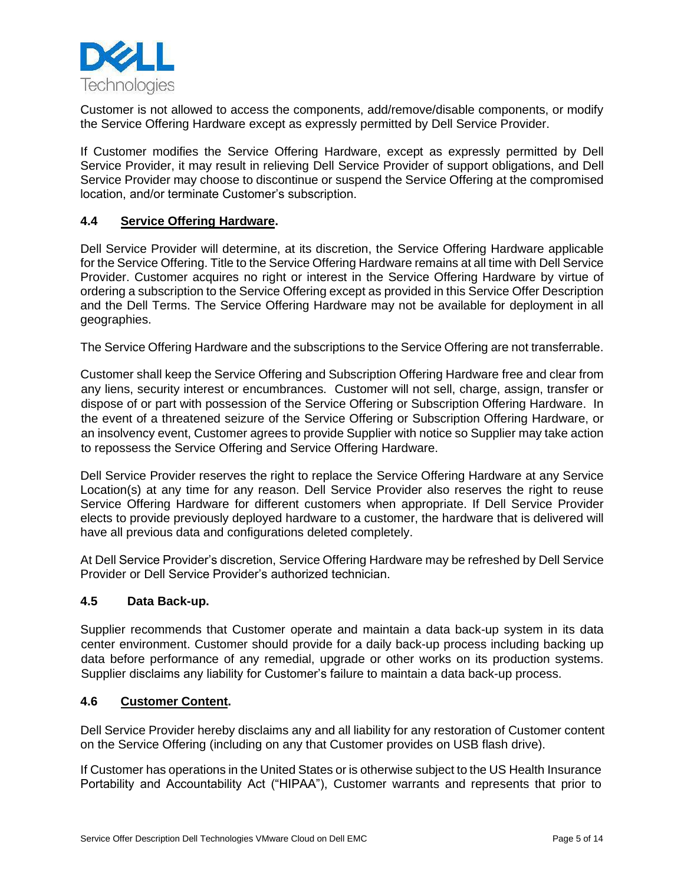Customer is not allowed to access the components, add/remove/disable components, or modify the Service Offering Hardware except as expressly permitted by Dell Service Provider.

If Customer modifies the Service Offering Hardware, except as expressly permitted by Dell Service Provider, it may result in relieving Dell Service Provider of support obligations, and Dell Service Provider may choose to discontinue or suspend the Service Offering at the compromised location, and/or terminate Customer's subscription.

### 4.4 Service Offering Hardware.

Dell Service Provider will determine, at its discretion, the Service Offering Hardware applicable for the Service Offering. Title to the Service Offering Hardware remains at all time with Dell Service Provider. Customer acquires no right or interest in the Service Offering Hardware by virtue of ordering a subscription to the Service Offering except as provided in this Service Offer Description and the Dell Terms. The Service Offering Hardware may not be available for deployment in all geographies.

The Service Offering Hardware and the subscriptions to the Service Offering are not transferrable.

Customer shall keep the Service Offering and Subscription Offering Hardware free and clear from any liens, security interest or encumbrances. Customer will not sell, charge, assign, transfer or dispose of or part with possession of the Service Offering or Subscription Offering Hardware. In the event of a threatened seizure of the Service Offering or Subscription Offering Hardware, or an insolvency event, Customer agrees to provide Supplier with notice so Supplier may take action to repossess the Service Offering and Service Offering Hardware.

Dell Service Provider reserves the right to replace the Service Offering Hardware at any Service Location(s) at any time for any reason. Dell Service Provider also reserves the right to reuse Service Offering Hardware for different customers when appropriate. If Dell Service Provider elects to provide previously deployed hardware to a customer, the hardware that is delivered will have all previous data and configurations deleted completely.

At Dell Service Provider's discretion, Service Offering Hardware may be refreshed by Dell Service Provider or Dell Service Provider's authorized technician.

### 4.5 Data Back-up.

Supplier recommends that Customer operate and maintain a data back-up system in its data center environment. Customer should provide for a daily back-up process including backing up data before performance of any remedial, upgrade or other works on its production systems. Supplier disclaims any liability for Customer's failure to maintain a data back-up process.

### 4.6 Customer Content.

Dell Service Provider hereby disclaims any and all liability for any restoration of Customer content on the Service Offering (including on any that Customer provides on USB flash drive).

If Customer has operations in the United States or is otherwise subject to the US Health Insurance Portability and Accountability Act ("HIPAA"), Customer warrants and represents that prior to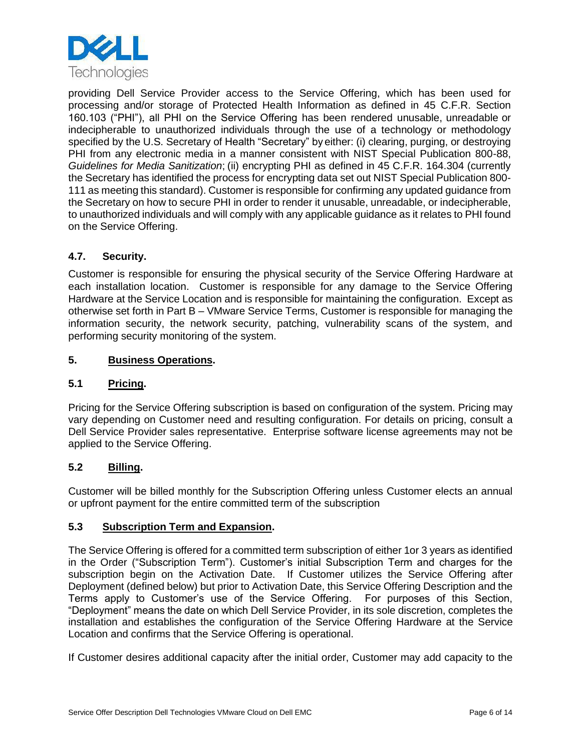providing Dell Service Provider access to the Service Offering, which has been used for processing and/or storage of Protected Health Information as defined in 45 C.F.R. Section 160.103 ("PHI"), all PHI on the Service Offering has been rendered unusable, unreadable or indecipherable to unauthorized individuals through the use of a technology or methodology specified by the U.S. Secretary of Health "Secretary" by either: (i) clearing, purging, or destroying PHI from any electronic media in a manner consistent with NIST Special Publication 800-88, *Guidelines for Media Sanitization*; (ii) encrypting PHI as defined in 45 C.F.R. 164.304 (currently the Secretary has identified the process for encrypting data set out NIST Special Publication 800-111 as meeting this standard). Customer is responsible for confirming any updated guidance from the Secretary on how to secure PHI in order to render it unusable, unreadable, or indecipherable, to unauthorized individuals and will comply with any applicable guidance as it relates to PHI found on the Service Offering.

### 4.7. Security.

Customer is responsible for ensuring the physical security of the Service Offering Hardware at each installation location. Customer is responsible for any damage to the Service Offering Hardware at the Service Location and is responsible for maintaining the configuration. Except as otherwise set forth in Part B – VMware Service Terms, Customer is responsible for managing the information security, the network security, patching, vulnerability scans of the system, and performing security monitoring of the system.

## 5. Business Operations.

### 5.1 Pricing.

Pricing for the Service Offering subscription is based on configuration of the system. Pricing may vary depending on Customer need and resulting configuration. For details on pricing, consult a Dell Service Provider sales representative. Enterprise software license agreements may not be applied to the Service Offering.

### 5.2 Billing.

Customer will be billed monthly for the Subscription Offering unless Customer elects an annual or upfront payment for the entire committed term of the subscription

### 5.3 Subscription Term and Expansion.

The Service Offering is offered for a committed term subscription of either 1or 3 years as identified in the Order ("Subscription Term"). Customer's initial Subscription Term and charges for the subscription begin on the Activation Date. If Customer utilizes the Service Offering after Deployment (defined below) but prior to Activation Date, this Service Offering Description and the Terms apply to Customer's use of the Service Offering. For purposes of this Section, "Deployment" means the date on which Dell Service Provider, in its sole discretion, completes the installation and establishes the configuration of the Service Offering Hardware at the Service Location and confirms that the Service Offering is operational.

If Customer desires additional capacity after the initial order, Customer may add capacity to the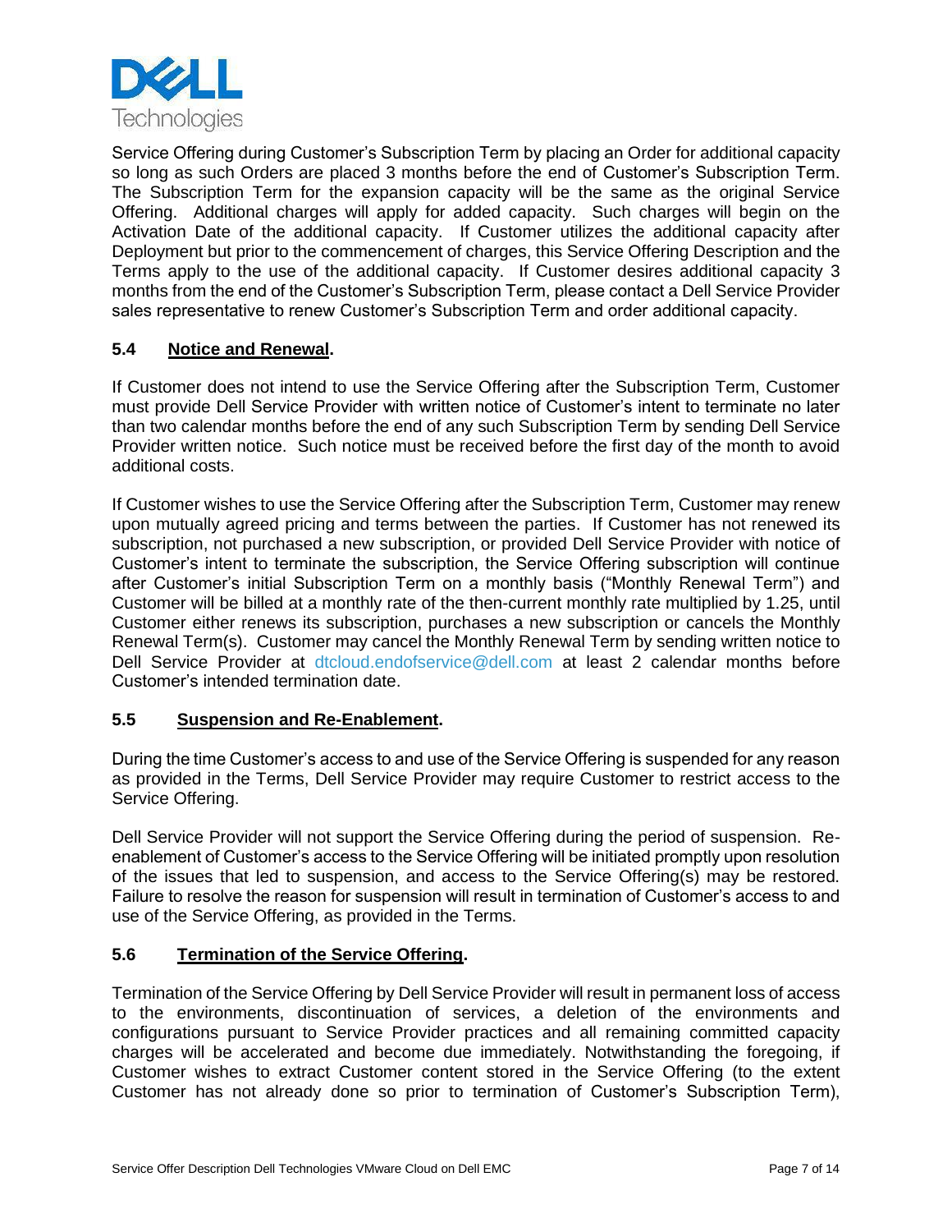Service Offering during Customer's Subscription Term by placing an Order for additional capacity so long as such Orders are placed 3 months before the end of Customer's Subscription Term. The Subscription Term for the expansion capacity will be the same as the original Service Offering. Additional charges will apply for added capacity. Such charges will begin on the Activation Date of the additional capacity. If Customer utilizes the additional capacity after Deployment but prior to the commencement of charges, this Service Offering Description and the Terms apply to the use of the additional capacity. If Customer desires additional capacity 3 months from the end of the Customer's Subscription Term, please contact a Dell Service Provider sales representative to renew Customer's Subscription Term and order additional capacity.

### 5.4 Notice and Renewal.

If Customer does not intend to use the Service Offering after the Subscription Term, Customer must provide Dell Service Provider with written notice of Customer's intent to terminate no later than two calendar months before the end of any such Subscription Term by sending Dell Service Provider written notice. Such notice must be received before the first day of the month to avoid additional costs.

If Customer wishes to use the Service Offering after the Subscription Term, Customer may renew upon mutually agreed pricing and terms between the parties. If Customer has not renewed its subscription, not purchased a new subscription, or provided Dell Service Provider with notice of Customer's intent to terminate the subscription, the Service Offering subscription will continue after Customer's initial Subscription Term on a monthly basis ("Monthly Renewal Term") and Customer will be billed at a monthly rate of the then-current monthly rate multiplied by 1.25, until Customer either renews its subscription, purchases a new subscription or cancels the Monthly Renewal Term(s). Customer may cancel the Monthly Renewal Term by sending written notice to Dell Service Provider at dtcloud.endofservice@dell.com at least 2 calendar months before Customer's intended termination date.

### 5.5 Suspension and Re-Enablement.

During the time Customer's access to and use of the Service Offering is suspended for any reason as provided in the Terms, Dell Service Provider may require Customer to restrict access to the Service Offering.

Dell Service Provider will not support the Service Offering during the period of suspension. Re-enablement of Customer's access to the Service Offering will be initiated promptly upon resolution of the issues that led to suspension, and access to the Service Offering(s) may be restored. Failure to resolve the reason for suspension will result in termination of Customer's access to and use of the Service Offering, as provided in the Terms.

### 5.6 Termination of the Service Offering.

Termination of the Service Offering by Dell Service Provider will result in permanent loss of access to the environments, discontinuation of services, a deletion of the environments and configurations pursuant to Service Provider practices and all remaining committed capacity charges will be accelerated and become due immediately. Notwithstanding the foregoing, if Customer wishes to extract Customer content stored in the Service Offering (to the extent Customer has not already done so prior to termination of Customer's Subscription Term),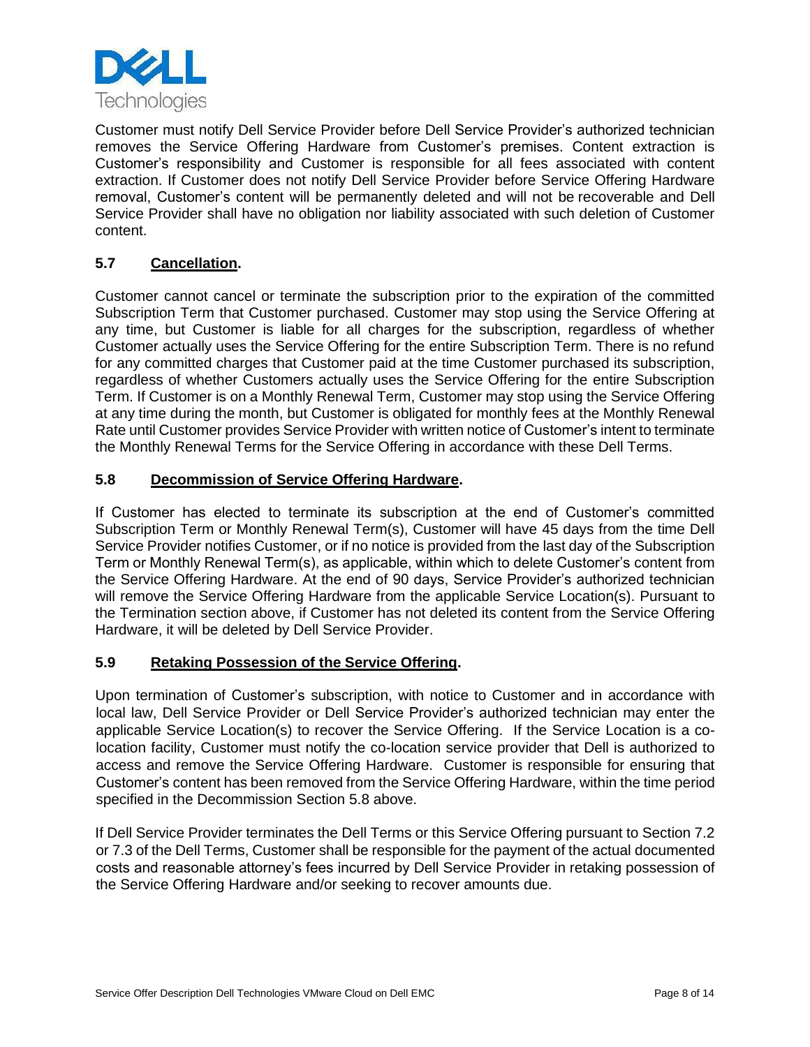Customer must notify Dell Service Provider before Dell Service Provider's authorized technician removes the Service Offering Hardware from Customer's premises. Content extraction is Customer's responsibility and Customer is responsible for all fees associated with content extraction. If Customer does not notify Dell Service Provider before Service Offering Hardware removal, Customer's content will be permanently deleted and will not be recoverable and Dell Service Provider shall have no obligation nor liability associated with such deletion of Customer content.

### 5.7 Cancellation.

Customer cannot cancel or terminate the subscription prior to the expiration of the committed Subscription Term that Customer purchased. Customer may stop using the Service Offering at any time, but Customer is liable for all charges for the subscription, regardless of whether Customer actually uses the Service Offering for the entire Subscription Term. There is no refund for any committed charges that Customer paid at the time Customer purchased its subscription, regardless of whether Customers actually uses the Service Offering for the entire Subscription Term. If Customer is on a Monthly Renewal Term, Customer may stop using the Service Offering at any time during the month, but Customer is obligated for monthly fees at the Monthly Renewal Rate until Customer provides Service Provider with written notice of Customer's intent to terminate the Monthly Renewal Terms for the Service Offering in accordance with these Dell Terms.

### 5.8 Decommission of Service Offering Hardware.

If Customer has elected to terminate its subscription at the end of Customer's committed Subscription Term or Monthly Renewal Term(s), Customer will have 45 days from the time Dell Service Provider notifies Customer, or if no notice is provided from the last day of the Subscription Term or Monthly Renewal Term(s), as applicable, within which to delete Customer's content from the Service Offering Hardware. At the end of 90 days, Service Provider's authorized technician will remove the Service Offering Hardware from the applicable Service Location(s). Pursuant to the Termination section above, if Customer has not deleted its content from the Service Offering Hardware, it will be deleted by Dell Service Provider.

### 5.9 Retaking Possession of the Service Offering.

Upon termination of Customer's subscription, with notice to Customer and in accordance with local law, Dell Service Provider or Dell Service Provider's authorized technician may enter the applicable Service Location(s) to recover the Service Offering. If the Service Location is a co-location facility, Customer must notify the co-location service provider that Dell is authorized to access and remove the Service Offering Hardware. Customer is responsible for ensuring that Customer's content has been removed from the Service Offering Hardware, within the time period specified in the Decommission Section 5.8 above.

If Dell Service Provider terminates the Dell Terms or this Service Offering pursuant to Section 7.2 or 7.3 of the Dell Terms, Customer shall be responsible for the payment of the actual documented costs and reasonable attorney's fees incurred by Dell Service Provider in retaking possession of the Service Offering Hardware and/or seeking to recover amounts due.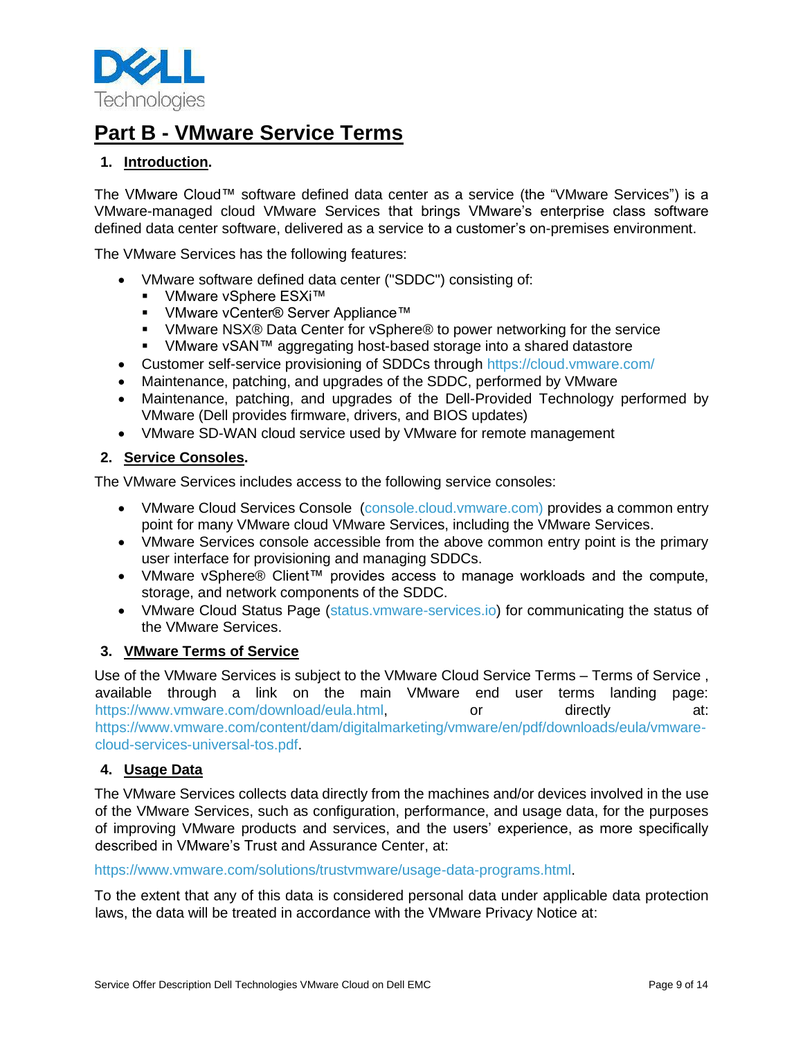# Part B - VMware Service Terms

## 1. Introduction.

The VMware Cloud™ software defined data center as a service (the "VMware Services") is a VMware-managed cloud VMware Services that brings VMware's enterprise class software defined data center software, delivered as a service to a customer's on-premises environment.

The VMware Services has the following features:

- VMware software defined data center ("SDDC") consisting of:
  - VMware vSphere ESXi™
  - VMware vCenter® Server Appliance™
  - VMware NSX® Data Center for vSphere® to power networking for the service
  - VMware vSAN™ aggregating host-based storage into a shared datastore
- Customer self-service provisioning of SDDCs through https://cloud.vmware.com/
- Maintenance, patching, and upgrades of the SDDC, performed by VMware
- Maintenance, patching, and upgrades of the Dell-Provided Technology performed by VMware (Dell provides firmware, drivers, and BIOS updates)
- VMware SD-WAN cloud service used by VMware for remote management

## 2. Service Consoles.

The VMware Services includes access to the following service consoles:

- VMware Cloud Services Console (console.cloud.vmware.com) provides a common entry point for many VMware cloud VMware Services, including the VMware Services.
- VMware Services console accessible from the above common entry point is the primary user interface for provisioning and managing SDDCs.
- VMware vSphere® Client™ provides access to manage workloads and the compute, storage, and network components of the SDDC.
- VMware Cloud Status Page (status.vmware-services.io) for communicating the status of the VMware Services.

## 3. VMware Terms of Service

Use of the VMware Services is subject to the VMware Cloud Service Terms – Terms of Service , available through a link on the main VMware end user terms landing page: https://www.vmware.com/download/eula.html, or directly at: https://www.vmware.com/content/dam/digitalmarketing/vmware/en/pdf/downloads/eula/vmware-cloud-services-universal-tos.pdf.

## 4. Usage Data

The VMware Services collects data directly from the machines and/or devices involved in the use of the VMware Services, such as configuration, performance, and usage data, for the purposes of improving VMware products and services, and the users' experience, as more specifically described in VMware's Trust and Assurance Center, at:

https://www.vmware.com/solutions/trustvmware/usage-data-programs.html.

To the extent that any of this data is considered personal data under applicable data protection laws, the data will be treated in accordance with the VMware Privacy Notice at: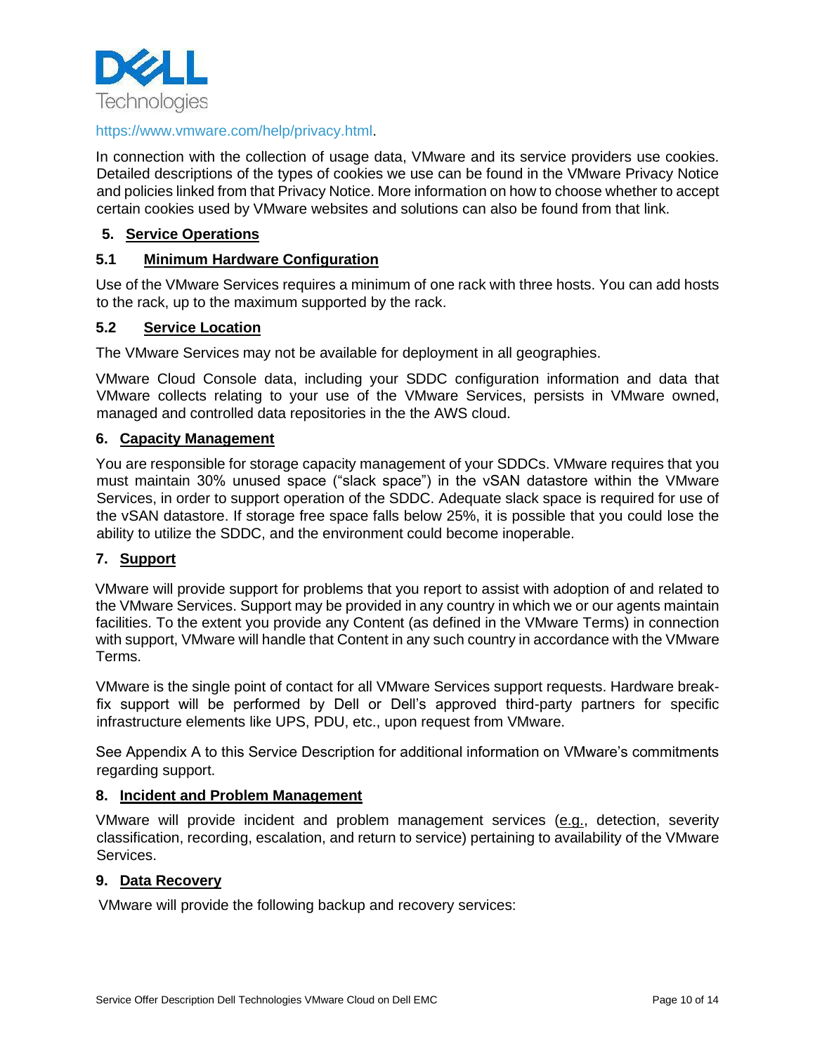https://www.vmware.com/help/privacy.html.

In connection with the collection of usage data, VMware and its service providers use cookies. Detailed descriptions of the types of cookies we use can be found in the VMware Privacy Notice and policies linked from that Privacy Notice. More information on how to choose whether to accept certain cookies used by VMware websites and solutions can also be found from that link.

## 5. Service Operations

### 5.1 Minimum Hardware Configuration

Use of the VMware Services requires a minimum of one rack with three hosts. You can add hosts to the rack, up to the maximum supported by the rack.

### 5.2 Service Location

The VMware Services may not be available for deployment in all geographies.

VMware Cloud Console data, including your SDDC configuration information and data that VMware collects relating to your use of the VMware Services, persists in VMware owned, managed and controlled data repositories in the the AWS cloud.

## 6. Capacity Management

You are responsible for storage capacity management of your SDDCs. VMware requires that you must maintain 30% unused space ("slack space") in the vSAN datastore within the VMware Services, in order to support operation of the SDDC. Adequate slack space is required for use of the vSAN datastore. If storage free space falls below 25%, it is possible that you could lose the ability to utilize the SDDC, and the environment could become inoperable.

## 7. Support

VMware will provide support for problems that you report to assist with adoption of and related to the VMware Services. Support may be provided in any country in which we or our agents maintain facilities. To the extent you provide any Content (as defined in the VMware Terms) in connection with support, VMware will handle that Content in any such country in accordance with the VMware Terms.

VMware is the single point of contact for all VMware Services support requests. Hardware break-fix support will be performed by Dell or Dell's approved third-party partners for specific infrastructure elements like UPS, PDU, etc., upon request from VMware.

See Appendix A to this Service Description for additional information on VMware's commitments regarding support.

## 8. Incident and Problem Management

VMware will provide incident and problem management services (e.g., detection, severity classification, recording, escalation, and return to service) pertaining to availability of the VMware Services.

## 9. Data Recovery

VMware will provide the following backup and recovery services: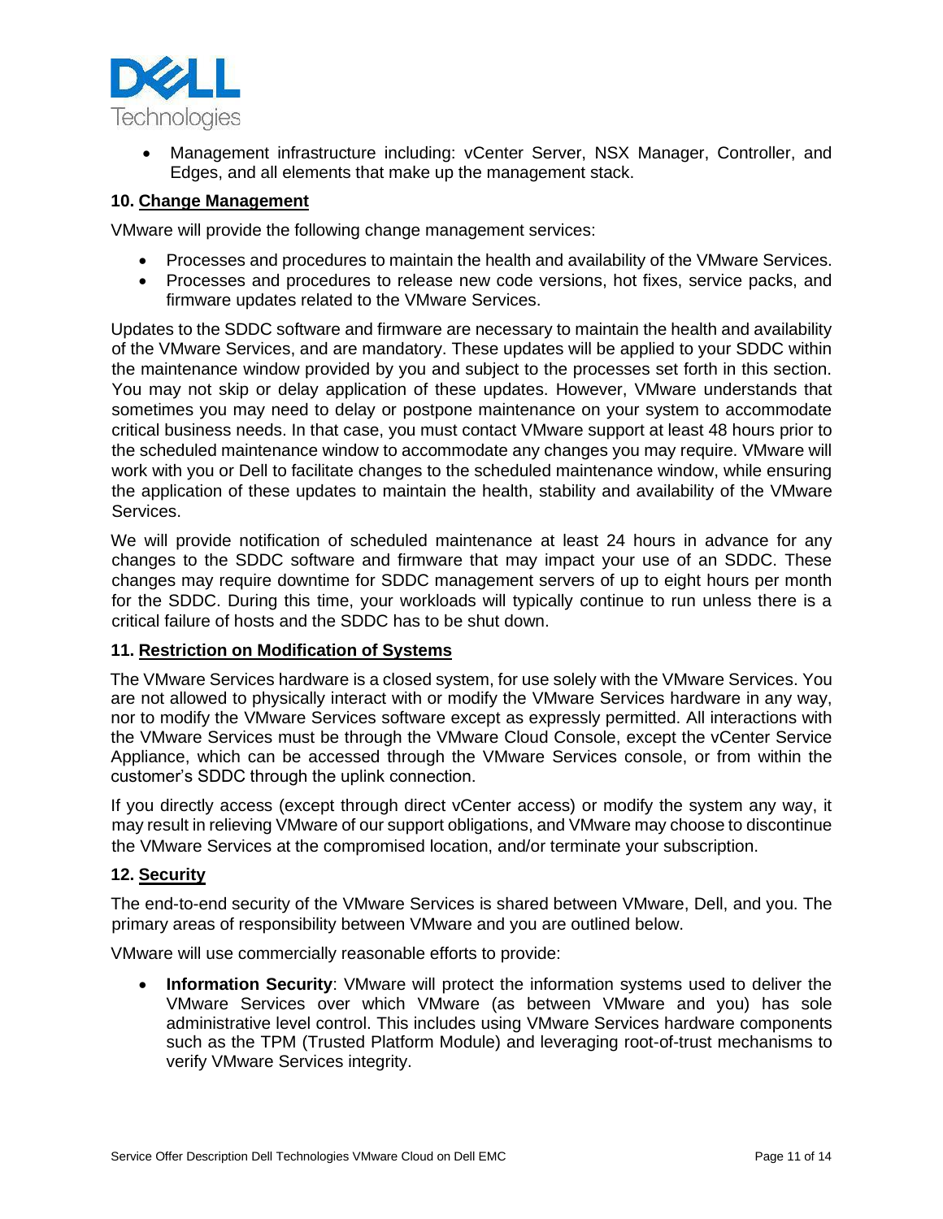- Management infrastructure including: vCenter Server, NSX Manager, Controller, and Edges, and all elements that make up the management stack.

### 10. Change Management

VMware will provide the following change management services:

- Processes and procedures to maintain the health and availability of the VMware Services.
- Processes and procedures to release new code versions, hot fixes, service packs, and firmware updates related to the VMware Services.

Updates to the SDDC software and firmware are necessary to maintain the health and availability of the VMware Services, and are mandatory. These updates will be applied to your SDDC within the maintenance window provided by you and subject to the processes set forth in this section. You may not skip or delay application of these updates. However, VMware understands that sometimes you may need to delay or postpone maintenance on your system to accommodate critical business needs. In that case, you must contact VMware support at least 48 hours prior to the scheduled maintenance window to accommodate any changes you may require. VMware will work with you or Dell to facilitate changes to the scheduled maintenance window, while ensuring the application of these updates to maintain the health, stability and availability of the VMware Services.

We will provide notification of scheduled maintenance at least 24 hours in advance for any changes to the SDDC software and firmware that may impact your use of an SDDC. These changes may require downtime for SDDC management servers of up to eight hours per month for the SDDC. During this time, your workloads will typically continue to run unless there is a critical failure of hosts and the SDDC has to be shut down.

### 11. Restriction on Modification of Systems

The VMware Services hardware is a closed system, for use solely with the VMware Services. You are not allowed to physically interact with or modify the VMware Services hardware in any way, nor to modify the VMware Services software except as expressly permitted. All interactions with the VMware Services must be through the VMware Cloud Console, except the vCenter Service Appliance, which can be accessed through the VMware Services console, or from within the customer's SDDC through the uplink connection.

If you directly access (except through direct vCenter access) or modify the system any way, it may result in relieving VMware of our support obligations, and VMware may choose to discontinue the VMware Services at the compromised location, and/or terminate your subscription.

### 12. Security

The end-to-end security of the VMware Services is shared between VMware, Dell, and you. The primary areas of responsibility between VMware and you are outlined below.

VMware will use commercially reasonable efforts to provide:

- **Information Security**: VMware will protect the information systems used to deliver the VMware Services over which VMware (as between VMware and you) has sole administrative level control. This includes using VMware Services hardware components such as the TPM (Trusted Platform Module) and leveraging root-of-trust mechanisms to verify VMware Services integrity.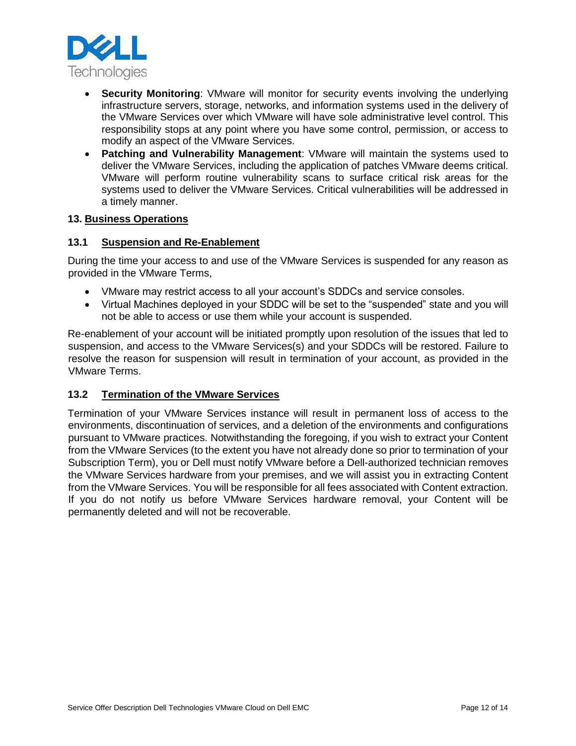- **Security Monitoring**: VMware will monitor for security events involving the underlying infrastructure servers, storage, networks, and information systems used in the delivery of the VMware Services over which VMware will have sole administrative level control. This responsibility stops at any point where you have some control, permission, or access to modify an aspect of the VMware Services.
- **Patching and Vulnerability Management**: VMware will maintain the systems used to deliver the VMware Services, including the application of patches VMware deems critical. VMware will perform routine vulnerability scans to surface critical risk areas for the systems used to deliver the VMware Services. Critical vulnerabilities will be addressed in a timely manner.

## 13. Business Operations

### 13.1 Suspension and Re-Enablement

During the time your access to and use of the VMware Services is suspended for any reason as provided in the VMware Terms,

- VMware may restrict access to all your account's SDDCs and service consoles.
- Virtual Machines deployed in your SDDC will be set to the "suspended" state and you will not be able to access or use them while your account is suspended.

Re-enablement of your account will be initiated promptly upon resolution of the issues that led to suspension, and access to the VMware Services(s) and your SDDCs will be restored. Failure to resolve the reason for suspension will result in termination of your account, as provided in the VMware Terms.

### 13.2 Termination of the VMware Services

Termination of your VMware Services instance will result in permanent loss of access to the environments, discontinuation of services, and a deletion of the environments and configurations pursuant to VMware practices. Notwithstanding the foregoing, if you wish to extract your Content from the VMware Services (to the extent you have not already done so prior to termination of your Subscription Term), you or Dell must notify VMware before a Dell-authorized technician removes the VMware Services hardware from your premises, and we will assist you in extracting Content from the VMware Services. You will be responsible for all fees associated with Content extraction. If you do not notify us before VMware Services hardware removal, your Content will be permanently deleted and will not be recoverable.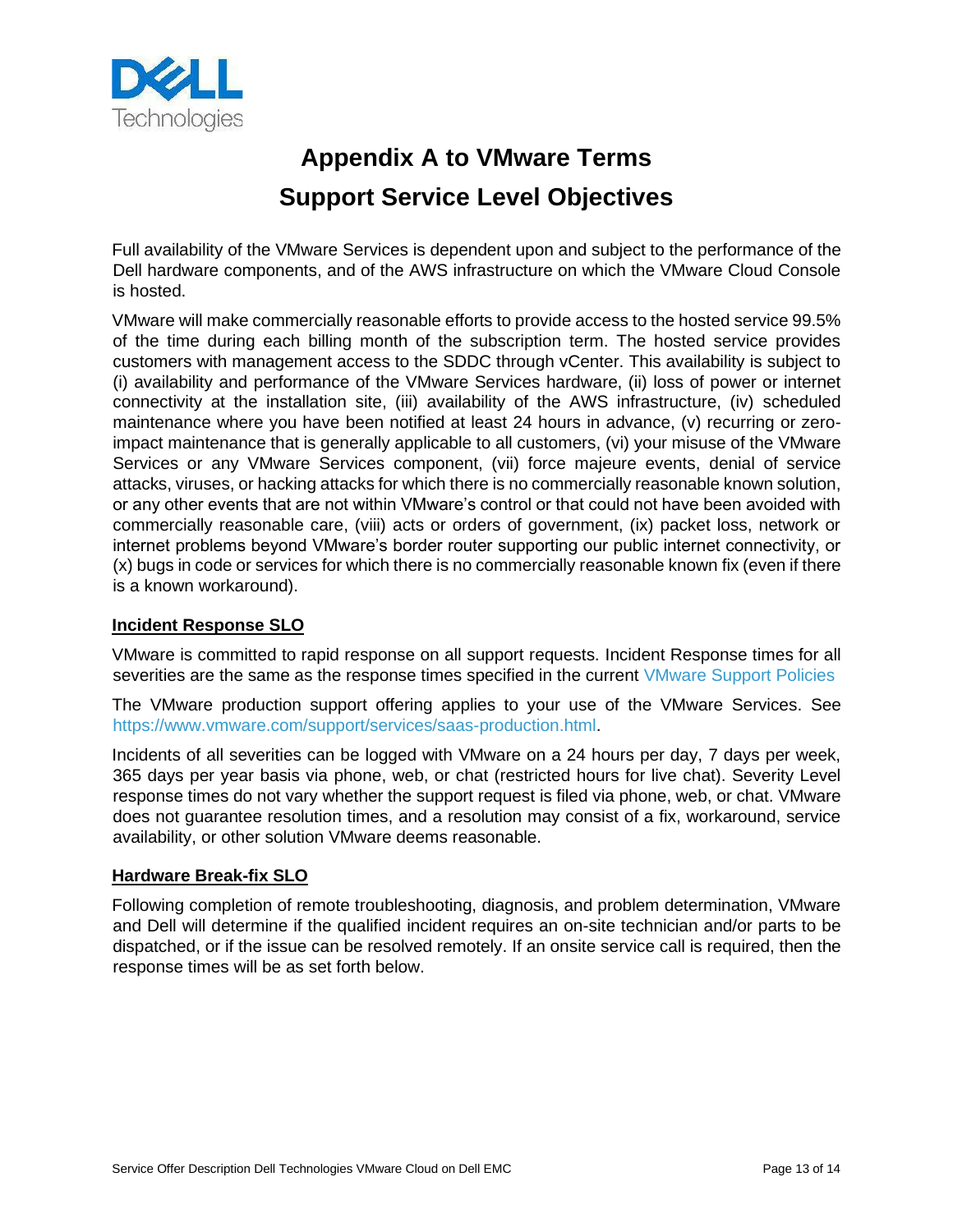# Appendix A to VMware Terms

# Support Service Level Objectives

Full availability of the VMware Services is dependent upon and subject to the performance of the Dell hardware components, and of the AWS infrastructure on which the VMware Cloud Console is hosted.

VMware will make commercially reasonable efforts to provide access to the hosted service 99.5% of the time during each billing month of the subscription term. The hosted service provides customers with management access to the SDDC through vCenter. This availability is subject to (i) availability and performance of the VMware Services hardware, (ii) loss of power or internet connectivity at the installation site, (iii) availability of the AWS infrastructure, (iv) scheduled maintenance where you have been notified at least 24 hours in advance, (v) recurring or zero-impact maintenance that is generally applicable to all customers, (vi) your misuse of the VMware Services or any VMware Services component, (vii) force majeure events, denial of service attacks, viruses, or hacking attacks for which there is no commercially reasonable known solution, or any other events that are not within VMware's control or that could not have been avoided with commercially reasonable care, (viii) acts or orders of government, (ix) packet loss, network or internet problems beyond VMware's border router supporting our public internet connectivity, or (x) bugs in code or services for which there is no commercially reasonable known fix (even if there is a known workaround).

**Incident Response SLO**

VMware is committed to rapid response on all support requests. Incident Response times for all severities are the same as the response times specified in the current VMware Support Policies

The VMware production support offering applies to your use of the VMware Services. See https://www.vmware.com/support/services/saas-production.html.

Incidents of all severities can be logged with VMware on a 24 hours per day, 7 days per week, 365 days per year basis via phone, web, or chat (restricted hours for live chat). Severity Level response times do not vary whether the support request is filed via phone, web, or chat. VMware does not guarantee resolution times, and a resolution may consist of a fix, workaround, service availability, or other solution VMware deems reasonable.

**Hardware Break-fix SLO**

Following completion of remote troubleshooting, diagnosis, and problem determination, VMware and Dell will determine if the qualified incident requires an on-site technician and/or parts to be dispatched, or if the issue can be resolved remotely. If an onsite service call is required, then the response times will be as set forth below.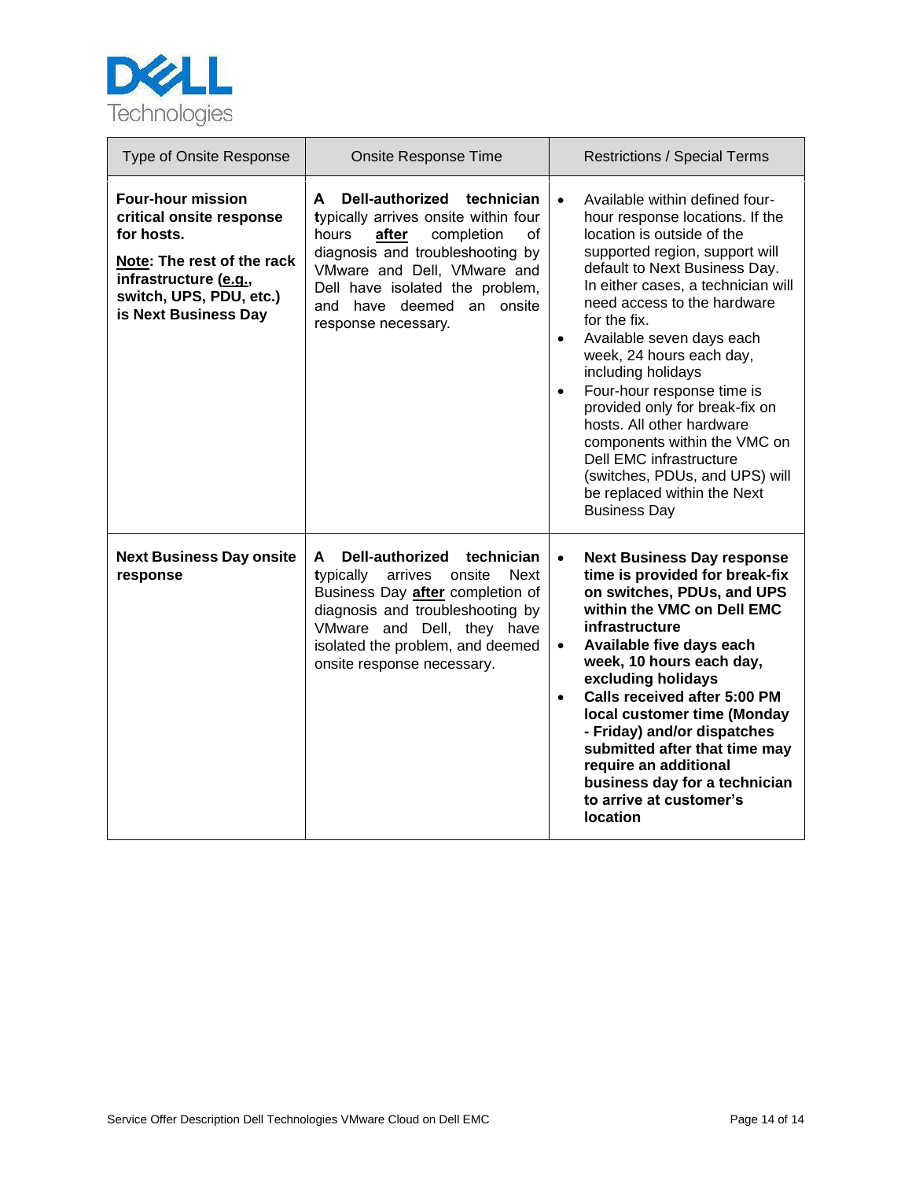| Type of Onsite Response | Onsite Response Time | Restrictions / Special Terms |
|---|---|---|
| **Four-hour mission critical onsite response for hosts.**<br><br>**Note: The rest of the rack infrastructure (e.g., switch, UPS, PDU, etc.) is Next Business Day** | **A Dell-authorized technician t**ypically arrives onsite within four hours **after** completion of diagnosis and troubleshooting by VMware and Dell, VMware and Dell have isolated the problem, and have deemed an onsite response necessary. | • Available within defined four-hour response locations. If the location is outside of the supported region, support will default to Next Business Day. In either cases, a technician will need access to the hardware for the fix.<br>• Available seven days each week, 24 hours each day, including holidays<br>• Four-hour response time is provided only for break-fix on hosts. All other hardware components within the VMC on Dell EMC infrastructure (switches, PDUs, and UPS) will be replaced within the Next Business Day |
| **Next Business Day onsite response** | **A Dell-authorized technician t**ypically arrives onsite Next Business Day **after** completion of diagnosis and troubleshooting by VMware and Dell, they have isolated the problem, and deemed onsite response necessary. | • **Next Business Day response time is provided for break-fix on switches, PDUs, and UPS within the VMC on Dell EMC infrastructure**<br>• **Available five days each week, 10 hours each day, excluding holidays**<br>• **Calls received after 5:00 PM local customer time (Monday - Friday) and/or dispatches submitted after that time may require an additional business day for a technician to arrive at customer's location** |